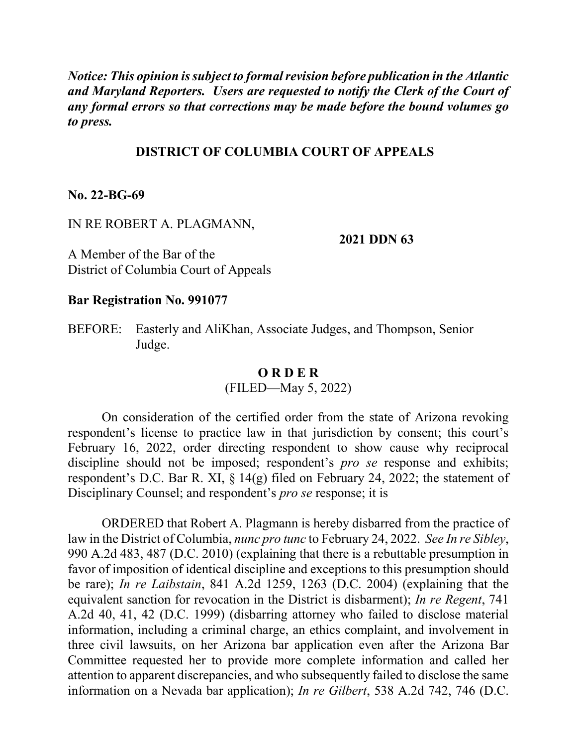***Notice: This opinion is subject to formal revision before publication in the Atlantic and Maryland Reporters. Users are requested to notify the Clerk of the Court of any formal errors so that corrections may be made before the bound volumes go to press.***

**DISTRICT OF COLUMBIA COURT OF APPEALS**

**No. 22-BG-69**

IN RE ROBERT A. PLAGMANN,

**2021 DDN 63**

A Member of the Bar of the
District of Columbia Court of Appeals

**Bar Registration No. 991077**

BEFORE: Easterly and AliKhan, Associate Judges, and Thompson, Senior Judge.

**O R D E R**
(FILED—May 5, 2022)

On consideration of the certified order from the state of Arizona revoking respondent's license to practice law in that jurisdiction by consent; this court's February 16, 2022, order directing respondent to show cause why reciprocal discipline should not be imposed; respondent's *pro se* response and exhibits; respondent's D.C. Bar R. XI, § 14(g) filed on February 24, 2022; the statement of Disciplinary Counsel; and respondent's *pro se* response; it is

ORDERED that Robert A. Plagmann is hereby disbarred from the practice of law in the District of Columbia, *nunc pro tunc* to February 24, 2022. *See In re Sibley*, 990 A.2d 483, 487 (D.C. 2010) (explaining that there is a rebuttable presumption in favor of imposition of identical discipline and exceptions to this presumption should be rare); *In re Laibstain*, 841 A.2d 1259, 1263 (D.C. 2004) (explaining that the equivalent sanction for revocation in the District is disbarment); *In re Regent*, 741 A.2d 40, 41, 42 (D.C. 1999) (disbarring attorney who failed to disclose material information, including a criminal charge, an ethics complaint, and involvement in three civil lawsuits, on her Arizona bar application even after the Arizona Bar Committee requested her to provide more complete information and called her attention to apparent discrepancies, and who subsequently failed to disclose the same information on a Nevada bar application); *In re Gilbert*, 538 A.2d 742, 746 (D.C.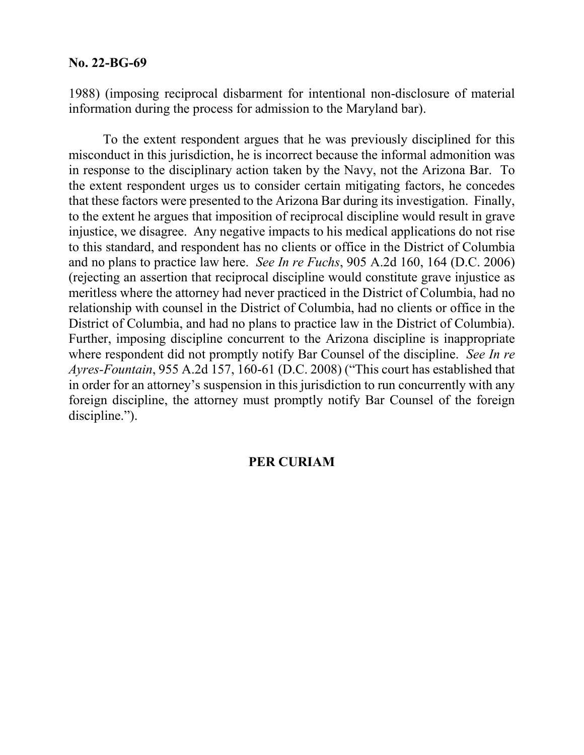1988) (imposing reciprocal disbarment for intentional non-disclosure of material information during the process for admission to the Maryland bar).

To the extent respondent argues that he was previously disciplined for this misconduct in this jurisdiction, he is incorrect because the informal admonition was in response to the disciplinary action taken by the Navy, not the Arizona Bar. To the extent respondent urges us to consider certain mitigating factors, he concedes that these factors were presented to the Arizona Bar during its investigation. Finally, to the extent he argues that imposition of reciprocal discipline would result in grave injustice, we disagree. Any negative impacts to his medical applications do not rise to this standard, and respondent has no clients or office in the District of Columbia and no plans to practice law here. *See In re Fuchs*, 905 A.2d 160, 164 (D.C. 2006) (rejecting an assertion that reciprocal discipline would constitute grave injustice as meritless where the attorney had never practiced in the District of Columbia, had no relationship with counsel in the District of Columbia, had no clients or office in the District of Columbia, and had no plans to practice law in the District of Columbia). Further, imposing discipline concurrent to the Arizona discipline is inappropriate where respondent did not promptly notify Bar Counsel of the discipline. *See In re Ayres-Fountain*, 955 A.2d 157, 160-61 (D.C. 2008) ("This court has established that in order for an attorney's suspension in this jurisdiction to run concurrently with any foreign discipline, the attorney must promptly notify Bar Counsel of the foreign discipline.").

**PER CURIAM**